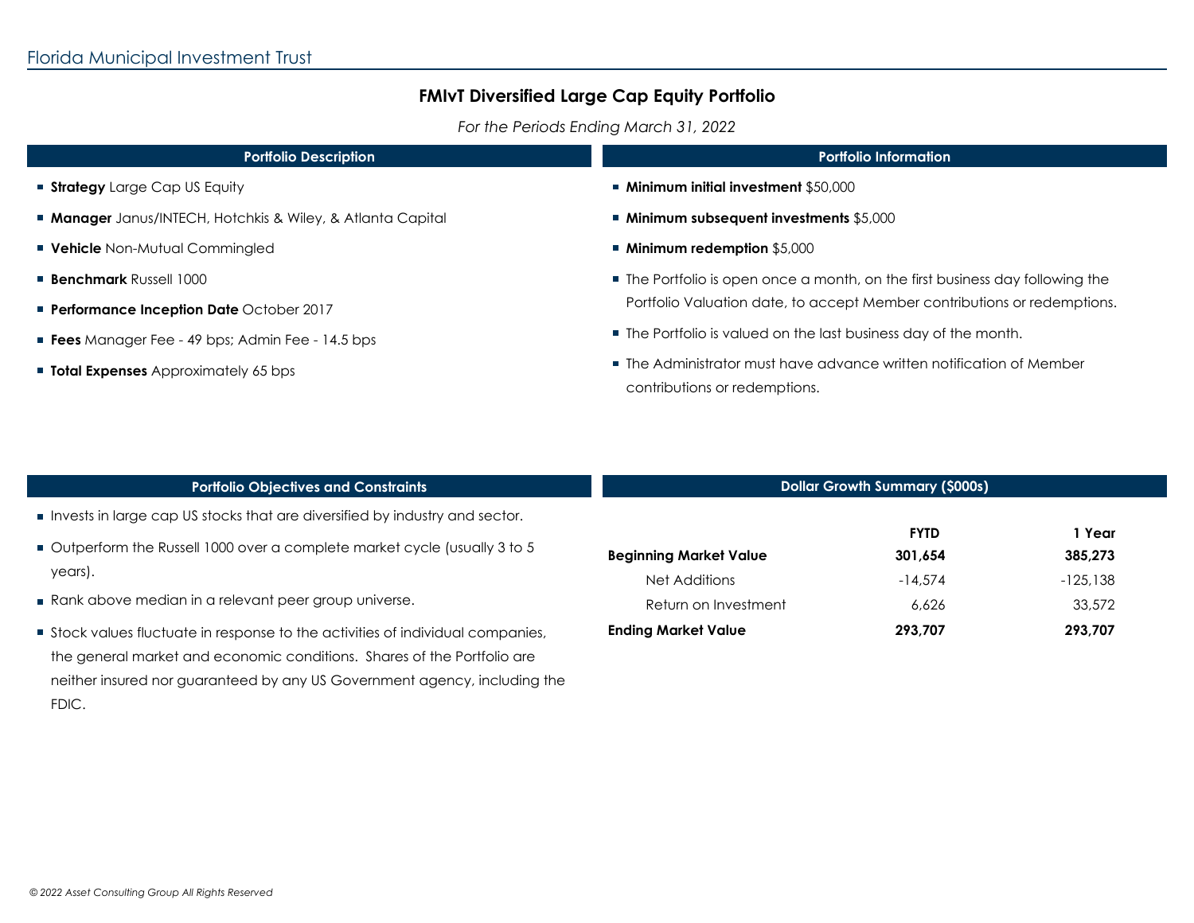# FMIvT Diversified Large Cap Equity Portfolio

*For the Periods Ending March 31, 2022*

## Portfolio Description

- **Strategy** Large Cap US Equity
- **Manager** Janus/INTECH, Hotchkis & Wiley, & Atlanta Capital
- **Vehicle** Non-Mutual Commingled
- **Benchmark** Russell 1000
- **Performance Inception Date** October 2017
- **Fees** Manager Fee - 49 bps; Admin Fee - 14.5 bps
- **Total Expenses** Approximately 65 bps

## Portfolio Information

- **Minimum initial investment** $50,000
- **Minimum subsequent investments** $5,000
- **Minimum redemption** $5,000
- The Portfolio is open once a month, on the first business day following the Portfolio Valuation date, to accept Member contributions or redemptions.
- The Portfolio is valued on the last business day of the month.
- The Administrator must have advance written notification of Member contributions or redemptions.

## Portfolio Objectives and Constraints

- Invests in large cap US stocks that are diversified by industry and sector.
- Outperform the Russell 1000 over a complete market cycle (usually 3 to 5 years).
- Rank above median in a relevant peer group universe.
- Stock values fluctuate in response to the activities of individual companies, the general market and economic conditions. Shares of the Portfolio are neither insured nor guaranteed by any US Government agency, including the FDIC.

## Dollar Growth Summary ($000s)

| | FYTD | 1 Year |
|---|---|---|
| **Beginning Market Value** | **301,654** | **385,273** |
| Net Additions | -14,574 | -125,138 |
| Return on Investment | 6,626 | 33,572 |
| **Ending Market Value** | **293,707** | **293,707** |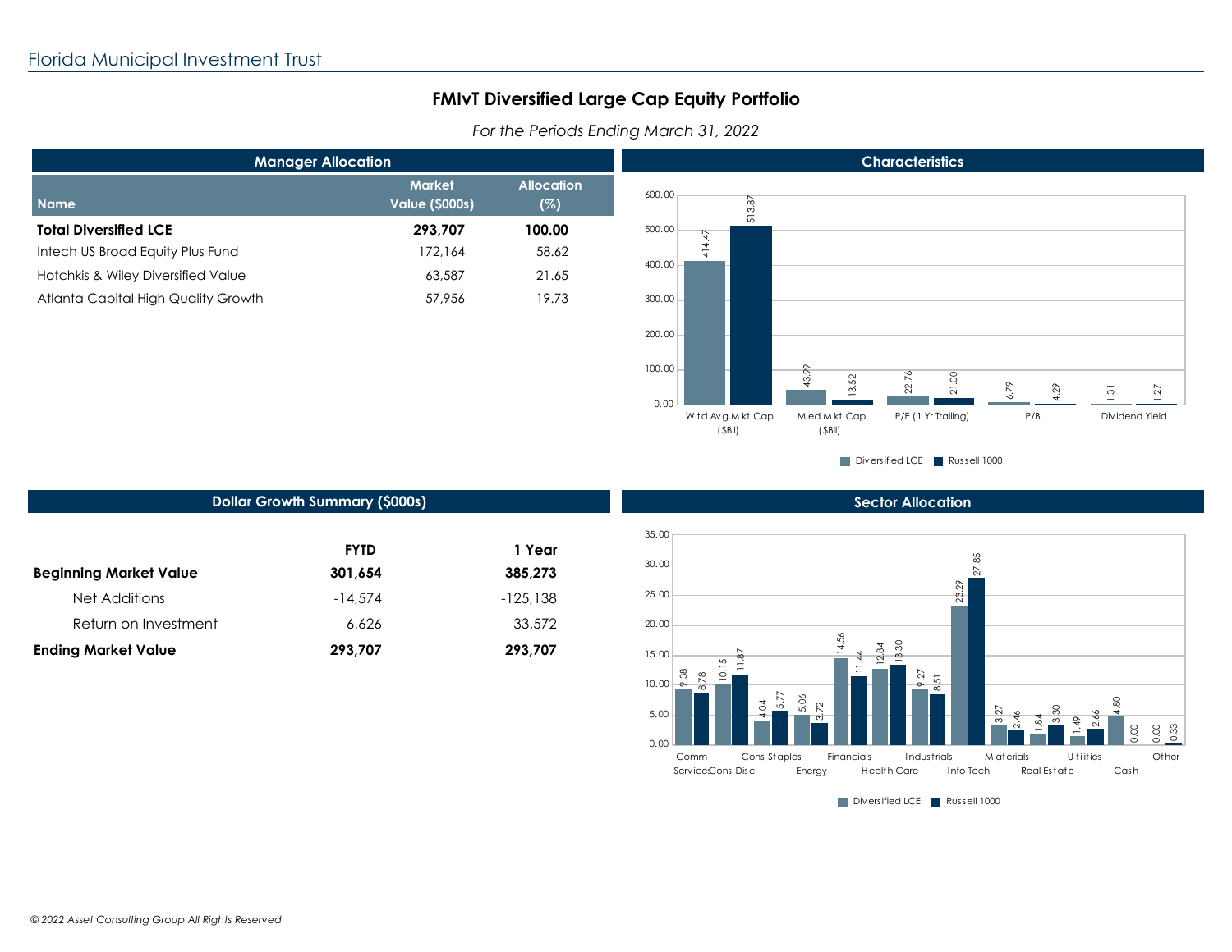Florida Municipal Investment Trust

# FMIvT Diversified Large Cap Equity Portfolio

*For the Periods Ending March 31, 2022*

## Manager Allocation

| Name | Market Value ($000s) | Allocation (%) |
|---|---|---|
| **Total Diversified LCE** | **293,707** | **100.00** |
| Intech US Broad Equity Plus Fund | 172,164 | 58.62 |
| Hotchkis & Wiley Diversified Value | 63,587 | 21.65 |
| Atlanta Capital High Quality Growth | 57,956 | 19.73 |

## Characteristics

600.00
500.00
400.00
300.00
200.00
100.00
0.00

414.47
513.87
43.99
13.52
22.76
21.00
6.79
4.29
1.31
1.27

Wtd Avg Mkt Cap ($Bil)
Med Mkt Cap ($Bil)
P/E (1 Yr Trailing)
P/B
Dividend Yield

Diversified LCE
Russell 1000

## Dollar Growth Summary ($000s)

| | FYTD | 1 Year |
|---|---|---|
| **Beginning Market Value** | **301,654** | **385,273** |
| Net Additions | -14,574 | -125,138 |
| Return on Investment | 6,626 | 33,572 |
| **Ending Market Value** | **293,707** | **293,707** |

## Sector Allocation

35.00
30.00
25.00
20.00
15.00
10.00
5.00
0.00

9.38
8.78
10.15
11.87
4.04
5.77
5.06
3.72
14.56
11.44
12.84
13.30
9.27
8.51
23.29
27.85
3.27
2.46
1.84
3.30
1.49
2.66
4.80
0.00
0.00
0.33

Comm Services
Cons Disc
Cons Staples
Energy
Financials
Health Care
Industrials
Info Tech
Materials
Real Estate
Utilities
Cash
Other

Diversified LCE
Russell 1000

*© 2022 Asset Consulting Group All Rights Reserved*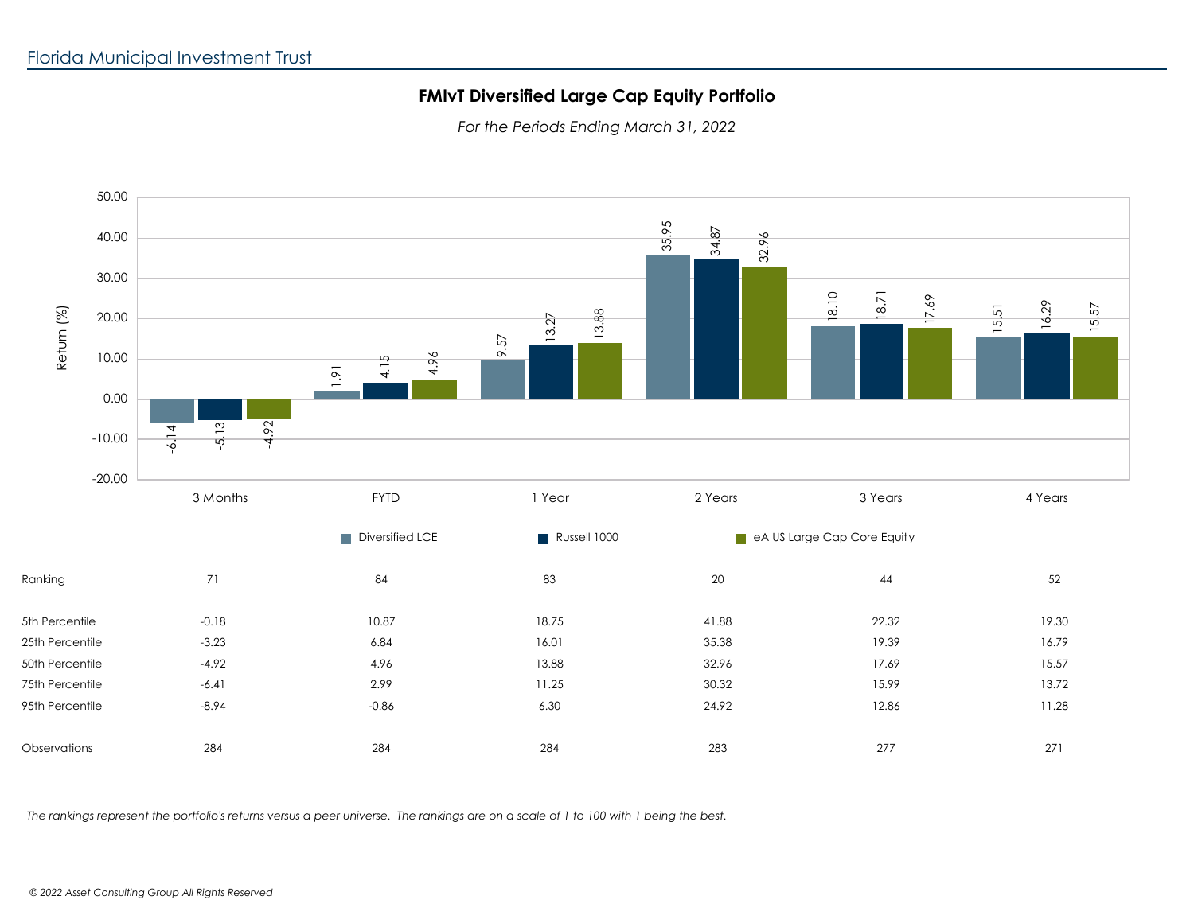Florida Municipal Investment Trust

# FMIvT Diversified Large Cap Equity Portfolio

*For the Periods Ending March 31, 2022*

50.00
40.00
30.00
20.00
10.00
0.00
-10.00
-20.00

Return (%)

-6.14 -5.13 -4.92
1.91 4.15 4.96
9.57 13.27 13.88
35.95 34.87 32.96
18.10 18.71 17.69
15.51 16.29 15.57

3 Months
FYTD
1 Year
2 Years
3 Years
4 Years

Diversified LCE
Russell 1000
eA US Large Cap Core Equity

| | 3 Months | FYTD | 1 Year | 2 Years | 3 Years | 4 Years |
|---|---|---|---|---|---|---|
| Ranking | 71 | 84 | 83 | 20 | 44 | 52 |
| 5th Percentile | -0.18 | 10.87 | 18.75 | 41.88 | 22.32 | 19.30 |
| 25th Percentile | -3.23 | 6.84 | 16.01 | 35.38 | 19.39 | 16.79 |
| 50th Percentile | -4.92 | 4.96 | 13.88 | 32.96 | 17.69 | 15.57 |
| 75th Percentile | -6.41 | 2.99 | 11.25 | 30.32 | 15.99 | 13.72 |
| 95th Percentile | -8.94 | -0.86 | 6.30 | 24.92 | 12.86 | 11.28 |
| Observations | 284 | 284 | 284 | 283 | 277 | 271 |

*The rankings represent the portfolio's returns versus a peer universe. The rankings are on a scale of 1 to 100 with 1 being the best.*

*© 2022 Asset Consulting Group All Rights Reserved*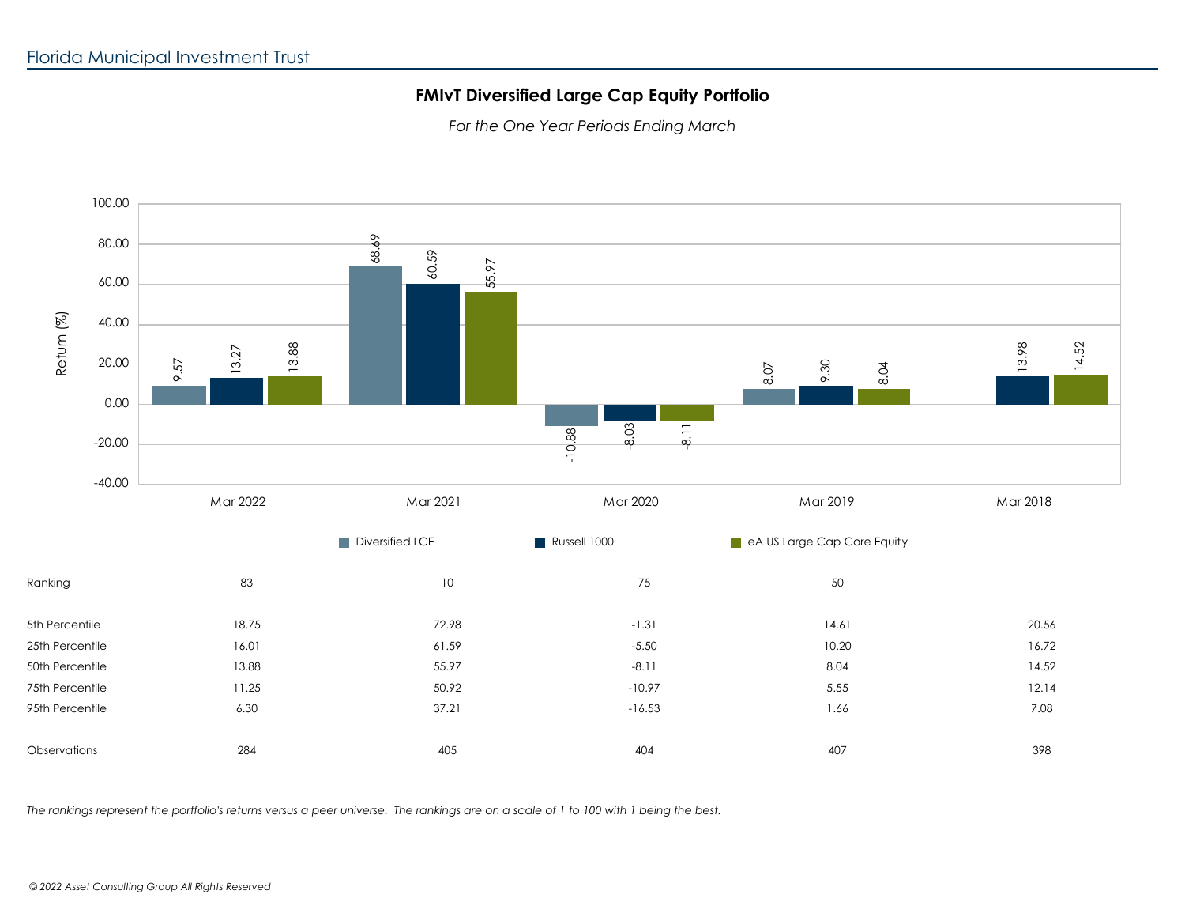Florida Municipal Investment Trust

## FMIvT Diversified Large Cap Equity Portfolio

*For the One Year Periods Ending March*

100.00
80.00
60.00
40.00
20.00
0.00
-20.00
-40.00

Return (%)

Mar 2022: 9.57, 13.27, 13.88
Mar 2021: 68.69, 60.59, 55.97
Mar 2020: -10.88, -8.03, -8.11
Mar 2019: 8.07, 9.30, 8.04
Mar 2018: 13.98, 14.52

Diversified LCE
Russell 1000
eA US Large Cap Core Equity

| | Mar 2022 | Mar 2021 | Mar 2020 | Mar 2019 | Mar 2018 |
|---|---|---|---|---|---|
| Ranking | 83 | 10 | 75 | 50 | |
| 5th Percentile | 18.75 | 72.98 | -1.31 | 14.61 | 20.56 |
| 25th Percentile | 16.01 | 61.59 | -5.50 | 10.20 | 16.72 |
| 50th Percentile | 13.88 | 55.97 | -8.11 | 8.04 | 14.52 |
| 75th Percentile | 11.25 | 50.92 | -10.97 | 5.55 | 12.14 |
| 95th Percentile | 6.30 | 37.21 | -16.53 | 1.66 | 7.08 |
| Observations | 284 | 405 | 404 | 407 | 398 |

*The rankings represent the portfolio's returns versus a peer universe. The rankings are on a scale of 1 to 100 with 1 being the best.*

*© 2022 Asset Consulting Group All Rights Reserved*